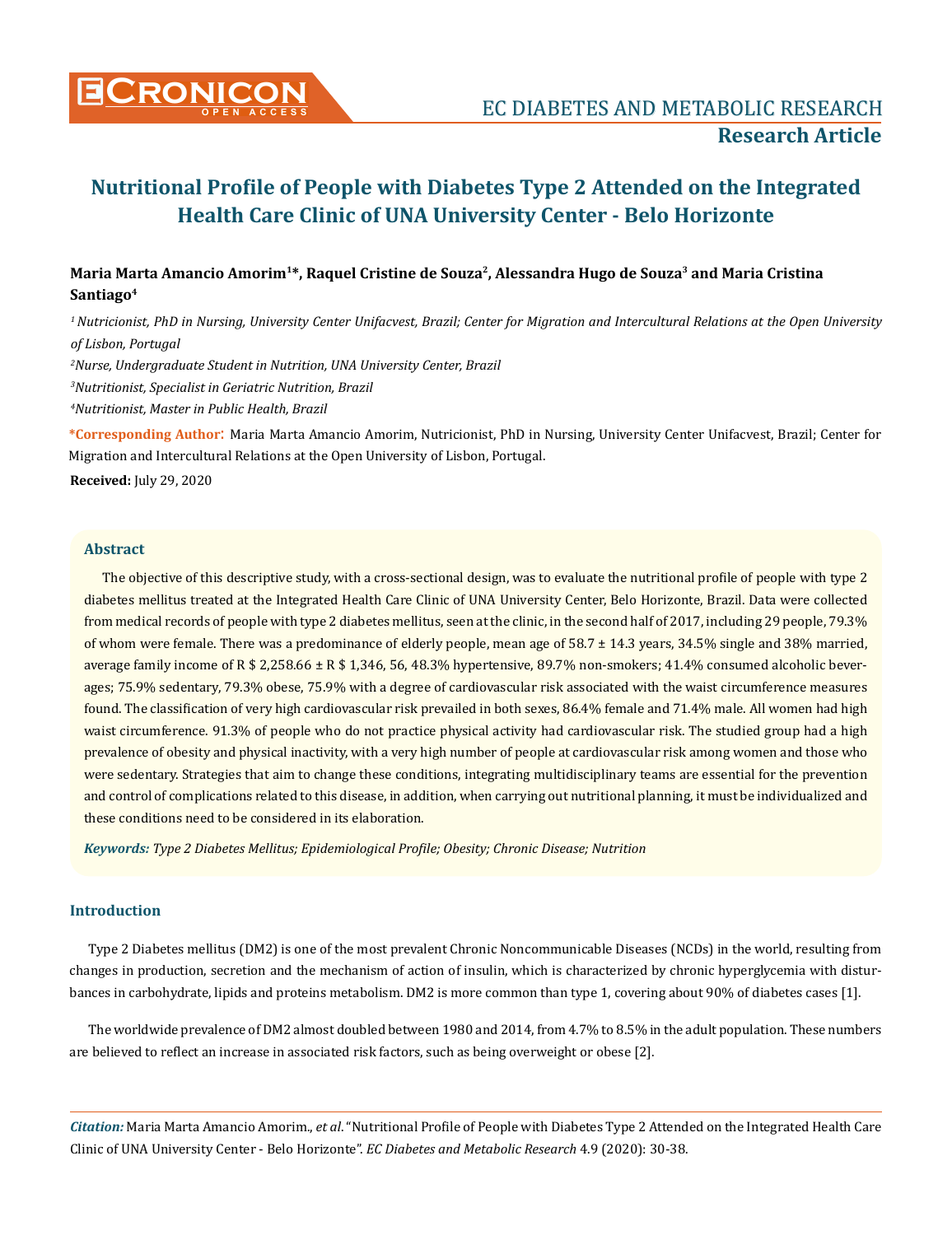# Nutritional Profile of People with Diabetes Type 2 Attended on the Integrated Health Care Clinic of UNA University Center - Belo Horizonte

**Maria Marta Amancio Amorim[1]\*, Raquel Cristine de Souza[2], Alessandra Hugo de Souza[3] and Maria Cristina Santiago[4]**

*[1] Nutricionist, PhD in Nursing, University Center Unifacvest, Brazil; Center for Migration and Intercultural Relations at the Open University of Lisbon, Portugal*

*[2]Nurse, Undergraduate Student in Nutrition, UNA University Center, Brazil*

*[3]Nutritionist, Specialist in Geriatric Nutrition, Brazil*

*[4]Nutritionist, Master in Public Health, Brazil*

**\*Corresponding Author:** Maria Marta Amancio Amorim, Nutricionist, PhD in Nursing, University Center Unifacvest, Brazil; Center for Migration and Intercultural Relations at the Open University of Lisbon, Portugal.

**Received:** July 29, 2020

## Abstract

The objective of this descriptive study, with a cross-sectional design, was to evaluate the nutritional profile of people with type 2 diabetes mellitus treated at the Integrated Health Care Clinic of UNA University Center, Belo Horizonte, Brazil. Data were collected from medical records of people with type 2 diabetes mellitus, seen at the clinic, in the second half of 2017, including 29 people, 79.3% of whom were female. There was a predominance of elderly people, mean age of 58.7 ± 14.3 years, 34.5% single and 38% married, average family income of R $ 2,258.66 ± R $ 1,346, 56, 48.3% hypertensive, 89.7% non-smokers; 41.4% consumed alcoholic beverages; 75.9% sedentary, 79.3% obese, 75.9% with a degree of cardiovascular risk associated with the waist circumference measures found. The classification of very high cardiovascular risk prevailed in both sexes, 86.4% female and 71.4% male. All women had high waist circumference. 91.3% of people who do not practice physical activity had cardiovascular risk. The studied group had a high prevalence of obesity and physical inactivity, with a very high number of people at cardiovascular risk among women and those who were sedentary. Strategies that aim to change these conditions, integrating multidisciplinary teams are essential for the prevention and control of complications related to this disease, in addition, when carrying out nutritional planning, it must be individualized and these conditions need to be considered in its elaboration.

***Keywords:*** *Type 2 Diabetes Mellitus; Epidemiological Profile; Obesity; Chronic Disease; Nutrition*

## Introduction

Type 2 Diabetes mellitus (DM2) is one of the most prevalent Chronic Noncommunicable Diseases (NCDs) in the world, resulting from changes in production, secretion and the mechanism of action of insulin, which is characterized by chronic hyperglycemia with disturbances in carbohydrate, lipids and proteins metabolism. DM2 is more common than type 1, covering about 90% of diabetes cases [1].

The worldwide prevalence of DM2 almost doubled between 1980 and 2014, from 4.7% to 8.5% in the adult population. These numbers are believed to reflect an increase in associated risk factors, such as being overweight or obese [2].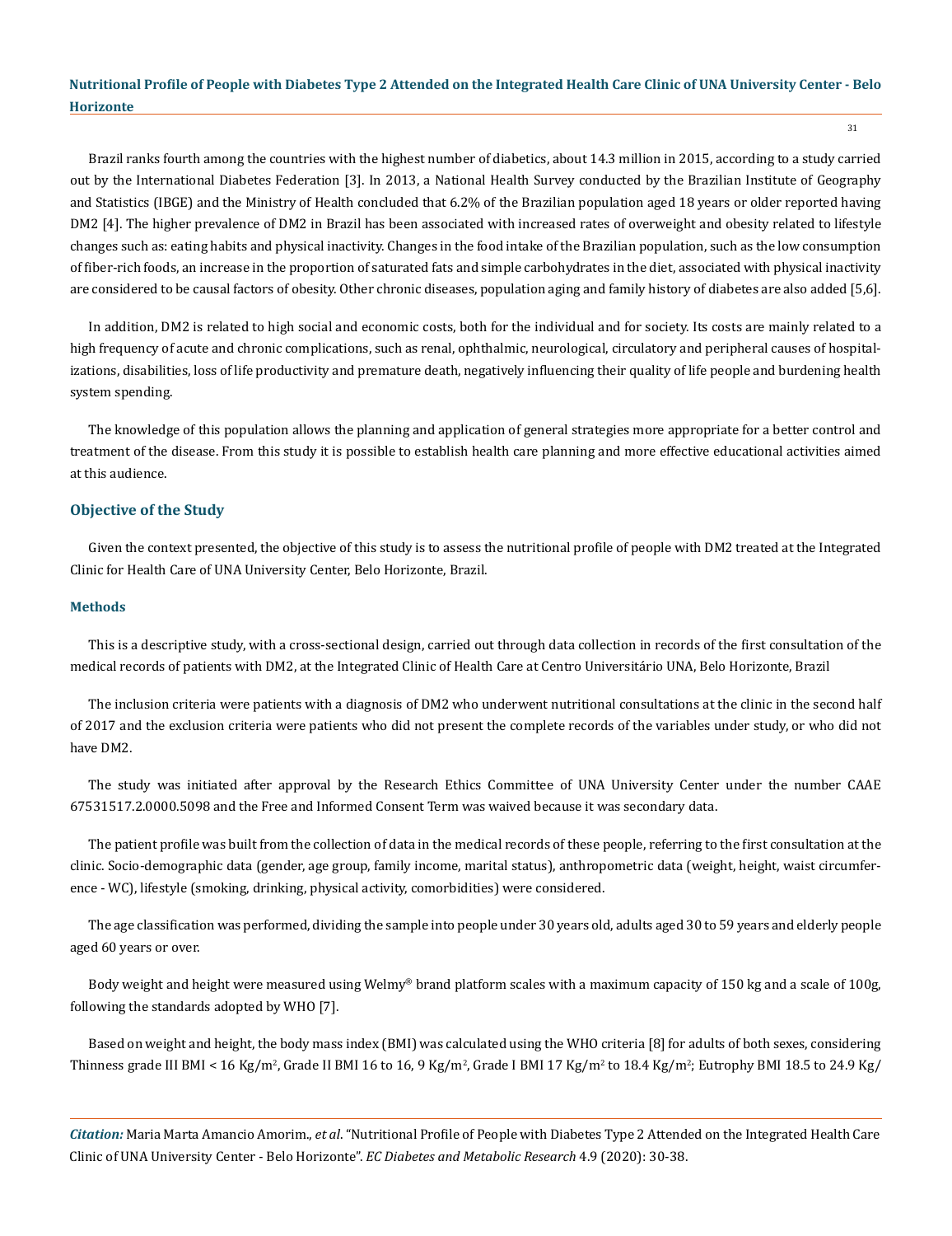Brazil ranks fourth among the countries with the highest number of diabetics, about 14.3 million in 2015, according to a study carried out by the International Diabetes Federation [3]. In 2013, a National Health Survey conducted by the Brazilian Institute of Geography and Statistics (IBGE) and the Ministry of Health concluded that 6.2% of the Brazilian population aged 18 years or older reported having DM2 [4]. The higher prevalence of DM2 in Brazil has been associated with increased rates of overweight and obesity related to lifestyle changes such as: eating habits and physical inactivity. Changes in the food intake of the Brazilian population, such as the low consumption of fiber-rich foods, an increase in the proportion of saturated fats and simple carbohydrates in the diet, associated with physical inactivity are considered to be causal factors of obesity. Other chronic diseases, population aging and family history of diabetes are also added [5,6].

In addition, DM2 is related to high social and economic costs, both for the individual and for society. Its costs are mainly related to a high frequency of acute and chronic complications, such as renal, ophthalmic, neurological, circulatory and peripheral causes of hospitalizations, disabilities, loss of life productivity and premature death, negatively influencing their quality of life people and burdening health system spending.

The knowledge of this population allows the planning and application of general strategies more appropriate for a better control and treatment of the disease. From this study it is possible to establish health care planning and more effective educational activities aimed at this audience.

## Objective of the Study

Given the context presented, the objective of this study is to assess the nutritional profile of people with DM2 treated at the Integrated Clinic for Health Care of UNA University Center, Belo Horizonte, Brazil.

### Methods

This is a descriptive study, with a cross-sectional design, carried out through data collection in records of the first consultation of the medical records of patients with DM2, at the Integrated Clinic of Health Care at Centro Universitário UNA, Belo Horizonte, Brazil

The inclusion criteria were patients with a diagnosis of DM2 who underwent nutritional consultations at the clinic in the second half of 2017 and the exclusion criteria were patients who did not present the complete records of the variables under study, or who did not have DM2.

The study was initiated after approval by the Research Ethics Committee of UNA University Center under the number CAAE 67531517.2.0000.5098 and the Free and Informed Consent Term was waived because it was secondary data.

The patient profile was built from the collection of data in the medical records of these people, referring to the first consultation at the clinic. Socio-demographic data (gender, age group, family income, marital status), anthropometric data (weight, height, waist circumference - WC), lifestyle (smoking, drinking, physical activity, comorbidities) were considered.

The age classification was performed, dividing the sample into people under 30 years old, adults aged 30 to 59 years and elderly people aged 60 years or over.

Body weight and height were measured using Welmy® brand platform scales with a maximum capacity of 150 kg and a scale of 100g, following the standards adopted by WHO [7].

Based on weight and height, the body mass index (BMI) was calculated using the WHO criteria [8] for adults of both sexes, considering Thinness grade III BMI < 16 Kg/m$^2$, Grade II BMI 16 to 16, 9 Kg/m$^2$, Grade I BMI 17 Kg/m$^2$ to 18.4 Kg/m$^2$; Eutrophy BMI 18.5 to 24.9 Kg/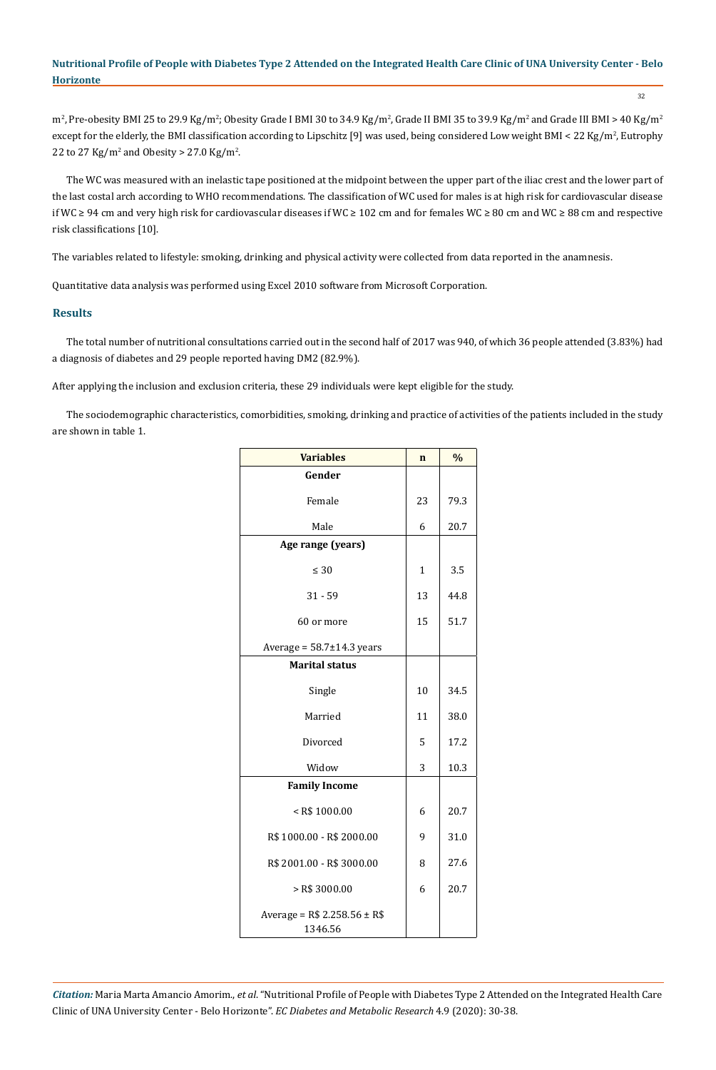m², Pre-obesity BMI 25 to 29.9 Kg/m²; Obesity Grade I BMI 30 to 34.9 Kg/m², Grade II BMI 35 to 39.9 Kg/m² and Grade III BMI > 40 Kg/m² except for the elderly, the BMI classification according to Lipschitz [9] was used, being considered Low weight BMI < 22 Kg/m², Eutrophy 22 to 27 Kg/m² and Obesity > 27.0 Kg/m².

The WC was measured with an inelastic tape positioned at the midpoint between the upper part of the iliac crest and the lower part of the last costal arch according to WHO recommendations. The classification of WC used for males is at high risk for cardiovascular disease if WC ≥ 94 cm and very high risk for cardiovascular diseases if WC ≥ 102 cm and for females WC ≥ 80 cm and WC ≥ 88 cm and respective risk classifications [10].

The variables related to lifestyle: smoking, drinking and physical activity were collected from data reported in the anamnesis.

Quantitative data analysis was performed using Excel 2010 software from Microsoft Corporation.

## Results

The total number of nutritional consultations carried out in the second half of 2017 was 940, of which 36 people attended (3.83%) had a diagnosis of diabetes and 29 people reported having DM2 (82.9%).

After applying the inclusion and exclusion criteria, these 29 individuals were kept eligible for the study.

The sociodemographic characteristics, comorbidities, smoking, drinking and practice of activities of the patients included in the study are shown in table 1.

| Variables | n | % |
|---|---|---|
| **Gender** | | |
| Female | 23 | 79.3 |
| Male | 6 | 20.7 |
| **Age range (years)** | | |
| ≤ 30 | 1 | 3.5 |
| 31 - 59 | 13 | 44.8 |
| 60 or more | 15 | 51.7 |
| Average = 58.7±14.3 years | | |
| **Marital status** | | |
| Single | 10 | 34.5 |
| Married | 11 | 38.0 |
| Divorced | 5 | 17.2 |
| Widow | 3 | 10.3 |
| **Family Income** | | |
| < R$ 1000.00 | 6 | 20.7 |
| R$ 1000.00 - R$ 2000.00 | 9 | 31.0 |
| R$ 2001.00 - R$ 3000.00 | 8 | 27.6 |
| > R$ 3000.00 | 6 | 20.7 |
| Average = R$ 2.258.56 ± R$ 1346.56 | | |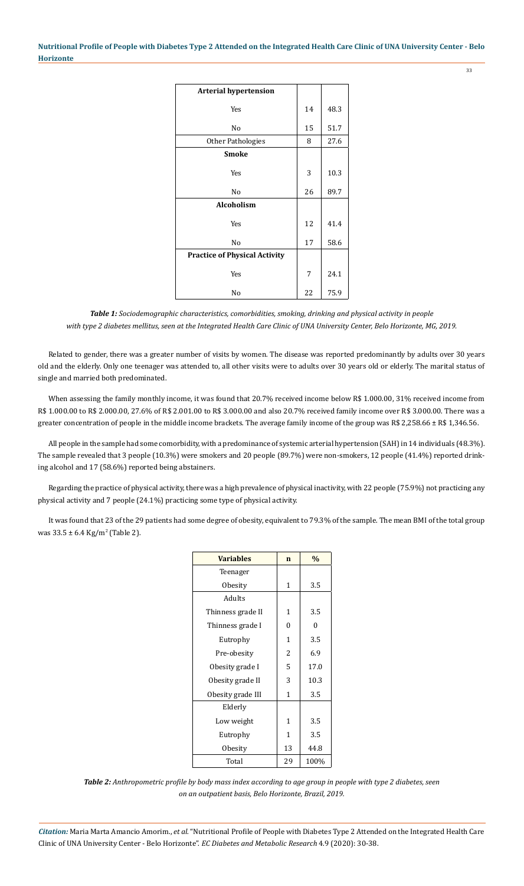| Arterial hypertension | | |
|---|---|---|
| Yes | 14 | 48.3 |
| No | 15 | 51.7 |
| Other Pathologies | 8 | 27.6 |
| **Smoke** | | |
| Yes | 3 | 10.3 |
| No | 26 | 89.7 |
| **Alcoholism** | | |
| Yes | 12 | 41.4 |
| No | 17 | 58.6 |
| **Practice of Physical Activity** | | |
| Yes | 7 | 24.1 |
| No | 22 | 75.9 |

***Table 1:*** *Sociodemographic characteristics, comorbidities, smoking, drinking and physical activity in people with type 2 diabetes mellitus, seen at the Integrated Health Care Clinic of UNA University Center, Belo Horizonte, MG, 2019.*

Related to gender, there was a greater number of visits by women. The disease was reported predominantly by adults over 30 years old and the elderly. Only one teenager was attended to, all other visits were to adults over 30 years old or elderly. The marital status of single and married both predominated.

When assessing the family monthly income, it was found that 20.7% received income below R$ 1.000.00, 31% received income from R$ 1.000.00 to R$ 2.000.00, 27.6% of R$ 2.001.00 to R$ 3.000.00 and also 20.7% received family income over R$ 3.000.00. There was a greater concentration of people in the middle income brackets. The average family income of the group was R$ 2,258.66 ± R$ 1,346.56.

All people in the sample had some comorbidity, with a predominance of systemic arterial hypertension (SAH) in 14 individuals (48.3%). The sample revealed that 3 people (10.3%) were smokers and 20 people (89.7%) were non-smokers, 12 people (41.4%) reported drinking alcohol and 17 (58.6%) reported being abstainers.

Regarding the practice of physical activity, there was a high prevalence of physical inactivity, with 22 people (75.9%) not practicing any physical activity and 7 people (24.1%) practicing some type of physical activity.

It was found that 23 of the 29 patients had some degree of obesity, equivalent to 79.3% of the sample. The mean BMI of the total group was 33.5 ± 6.4 Kg/m$^2$ (Table 2).

| Variables | n | % |
|---|---|---|
| Teenager | | |
| Obesity | 1 | 3.5 |
| Adults | | |
| Thinness grade II | 1 | 3.5 |
| Thinness grade I | 0 | 0 |
| Eutrophy | 1 | 3.5 |
| Pre-obesity | 2 | 6.9 |
| Obesity grade I | 5 | 17.0 |
| Obesity grade II | 3 | 10.3 |
| Obesity grade III | 1 | 3.5 |
| Elderly | | |
| Low weight | 1 | 3.5 |
| Eutrophy | 1 | 3.5 |
| Obesity | 13 | 44.8 |
| Total | 29 | 100% |

***Table 2:*** *Anthropometric profile by body mass index according to age group in people with type 2 diabetes, seen on an outpatient basis, Belo Horizonte, Brazil, 2019.*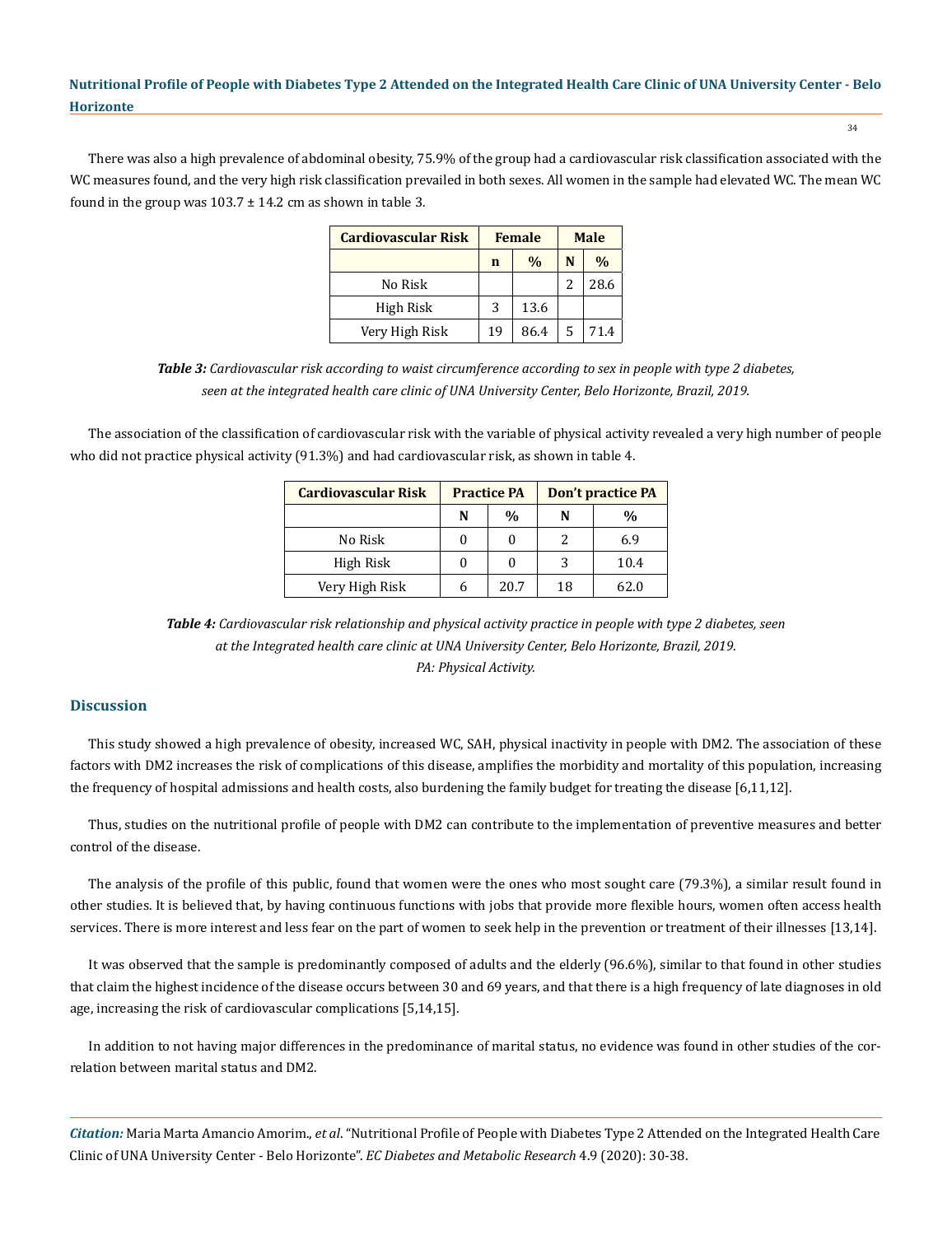There was also a high prevalence of abdominal obesity, 75.9% of the group had a cardiovascular risk classification associated with the WC measures found, and the very high risk classification prevailed in both sexes. All women in the sample had elevated WC. The mean WC found in the group was 103.7 ± 14.2 cm as shown in table 3.

| Cardiovascular Risk | Female | | Male | |
|---|---|---|---|---|
| | n | % | N | % |
| No Risk | | | 2 | 28.6 |
| High Risk | 3 | 13.6 | | |
| Very High Risk | 19 | 86.4 | 5 | 71.4 |

***Table 3:*** *Cardiovascular risk according to waist circumference according to sex in people with type 2 diabetes, seen at the integrated health care clinic of UNA University Center, Belo Horizonte, Brazil, 2019.*

The association of the classification of cardiovascular risk with the variable of physical activity revealed a very high number of people who did not practice physical activity (91.3%) and had cardiovascular risk, as shown in table 4.

| Cardiovascular Risk | Practice PA | | Don't practice PA | |
|---|---|---|---|---|
| | N | % | N | % |
| No Risk | 0 | 0 | 2 | 6.9 |
| High Risk | 0 | 0 | 3 | 10.4 |
| Very High Risk | 6 | 20.7 | 18 | 62.0 |

***Table 4:*** *Cardiovascular risk relationship and physical activity practice in people with type 2 diabetes, seen at the Integrated health care clinic at UNA University Center, Belo Horizonte, Brazil, 2019.*
*PA: Physical Activity.*

## Discussion

This study showed a high prevalence of obesity, increased WC, SAH, physical inactivity in people with DM2. The association of these factors with DM2 increases the risk of complications of this disease, amplifies the morbidity and mortality of this population, increasing the frequency of hospital admissions and health costs, also burdening the family budget for treating the disease [6,11,12].

Thus, studies on the nutritional profile of people with DM2 can contribute to the implementation of preventive measures and better control of the disease.

The analysis of the profile of this public, found that women were the ones who most sought care (79.3%), a similar result found in other studies. It is believed that, by having continuous functions with jobs that provide more flexible hours, women often access health services. There is more interest and less fear on the part of women to seek help in the prevention or treatment of their illnesses [13,14].

It was observed that the sample is predominantly composed of adults and the elderly (96.6%), similar to that found in other studies that claim the highest incidence of the disease occurs between 30 and 69 years, and that there is a high frequency of late diagnoses in old age, increasing the risk of cardiovascular complications [5,14,15].

In addition to not having major differences in the predominance of marital status, no evidence was found in other studies of the correlation between marital status and DM2.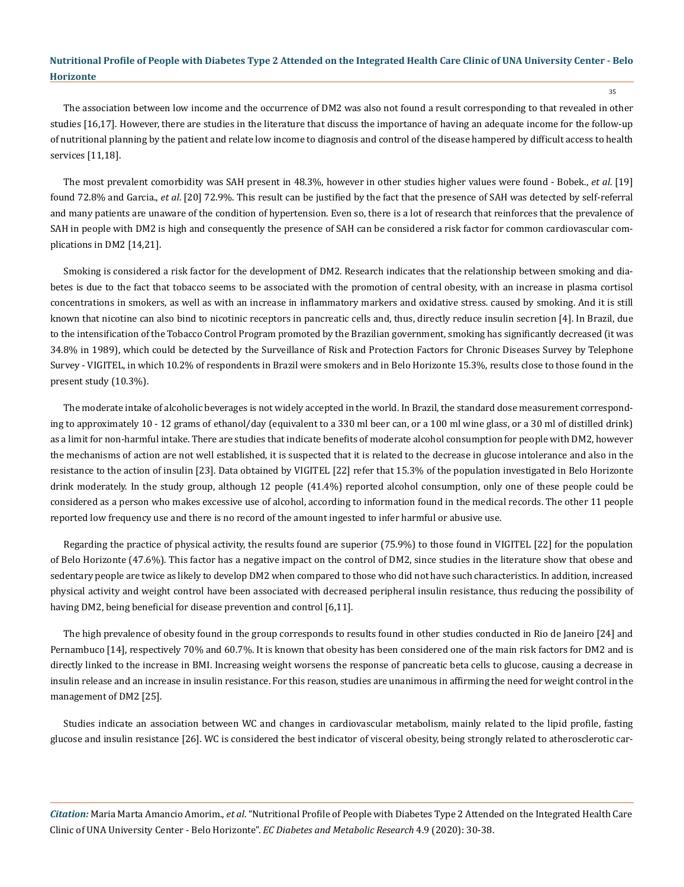The association between low income and the occurrence of DM2 was also not found a result corresponding to that revealed in other studies [16,17]. However, there are studies in the literature that discuss the importance of having an adequate income for the follow-up of nutritional planning by the patient and relate low income to diagnosis and control of the disease hampered by difficult access to health services [11,18].

The most prevalent comorbidity was SAH present in 48.3%, however in other studies higher values were found - Bobek., *et al*. [19] found 72.8% and Garcia., *et al*. [20] 72.9%. This result can be justified by the fact that the presence of SAH was detected by self-referral and many patients are unaware of the condition of hypertension. Even so, there is a lot of research that reinforces that the prevalence of SAH in people with DM2 is high and consequently the presence of SAH can be considered a risk factor for common cardiovascular complications in DM2 [14,21].

Smoking is considered a risk factor for the development of DM2. Research indicates that the relationship between smoking and diabetes is due to the fact that tobacco seems to be associated with the promotion of central obesity, with an increase in plasma cortisol concentrations in smokers, as well as with an increase in inflammatory markers and oxidative stress. caused by smoking. And it is still known that nicotine can also bind to nicotinic receptors in pancreatic cells and, thus, directly reduce insulin secretion [4]. In Brazil, due to the intensification of the Tobacco Control Program promoted by the Brazilian government, smoking has significantly decreased (it was 34.8% in 1989), which could be detected by the Surveillance of Risk and Protection Factors for Chronic Diseases Survey by Telephone Survey - VIGITEL, in which 10.2% of respondents in Brazil were smokers and in Belo Horizonte 15.3%, results close to those found in the present study (10.3%).

The moderate intake of alcoholic beverages is not widely accepted in the world. In Brazil, the standard dose measurement corresponding to approximately 10 - 12 grams of ethanol/day (equivalent to a 330 ml beer can, or a 100 ml wine glass, or a 30 ml of distilled drink) as a limit for non-harmful intake. There are studies that indicate benefits of moderate alcohol consumption for people with DM2, however the mechanisms of action are not well established, it is suspected that it is related to the decrease in glucose intolerance and also in the resistance to the action of insulin [23]. Data obtained by VIGITEL [22] refer that 15.3% of the population investigated in Belo Horizonte drink moderately. In the study group, although 12 people (41.4%) reported alcohol consumption, only one of these people could be considered as a person who makes excessive use of alcohol, according to information found in the medical records. The other 11 people reported low frequency use and there is no record of the amount ingested to infer harmful or abusive use.

Regarding the practice of physical activity, the results found are superior (75.9%) to those found in VIGITEL [22] for the population of Belo Horizonte (47.6%). This factor has a negative impact on the control of DM2, since studies in the literature show that obese and sedentary people are twice as likely to develop DM2 when compared to those who did not have such characteristics. In addition, increased physical activity and weight control have been associated with decreased peripheral insulin resistance, thus reducing the possibility of having DM2, being beneficial for disease prevention and control [6,11].

The high prevalence of obesity found in the group corresponds to results found in other studies conducted in Rio de Janeiro [24] and Pernambuco [14], respectively 70% and 60.7%. It is known that obesity has been considered one of the main risk factors for DM2 and is directly linked to the increase in BMI. Increasing weight worsens the response of pancreatic beta cells to glucose, causing a decrease in insulin release and an increase in insulin resistance. For this reason, studies are unanimous in affirming the need for weight control in the management of DM2 [25].

Studies indicate an association between WC and changes in cardiovascular metabolism, mainly related to the lipid profile, fasting glucose and insulin resistance [26]. WC is considered the best indicator of visceral obesity, being strongly related to atherosclerotic car-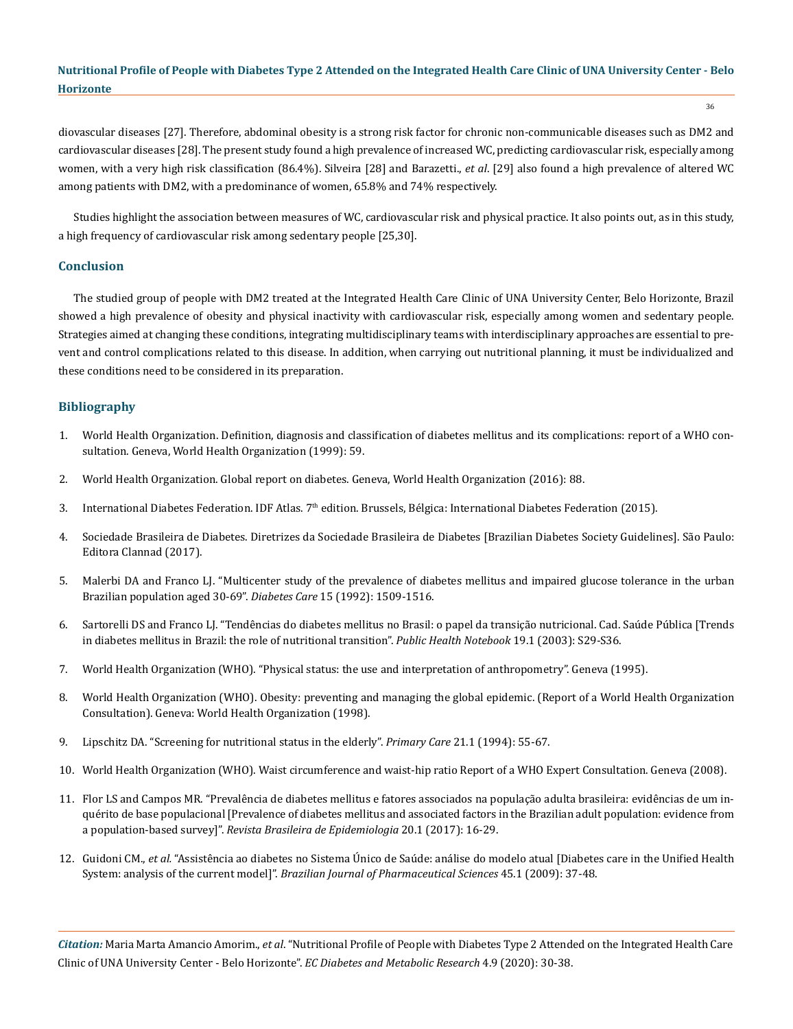diovascular diseases [27]. Therefore, abdominal obesity is a strong risk factor for chronic non-communicable diseases such as DM2 and cardiovascular diseases [28]. The present study found a high prevalence of increased WC, predicting cardiovascular risk, especially among women, with a very high risk classification (86.4%). Silveira [28] and Barazetti., *et al*. [29] also found a high prevalence of altered WC among patients with DM2, with a predominance of women, 65.8% and 74% respectively.

Studies highlight the association between measures of WC, cardiovascular risk and physical practice. It also points out, as in this study, a high frequency of cardiovascular risk among sedentary people [25,30].

## Conclusion

The studied group of people with DM2 treated at the Integrated Health Care Clinic of UNA University Center, Belo Horizonte, Brazil showed a high prevalence of obesity and physical inactivity with cardiovascular risk, especially among women and sedentary people. Strategies aimed at changing these conditions, integrating multidisciplinary teams with interdisciplinary approaches are essential to prevent and control complications related to this disease. In addition, when carrying out nutritional planning, it must be individualized and these conditions need to be considered in its preparation.

## Bibliography

1. World Health Organization. Definition, diagnosis and classification of diabetes mellitus and its complications: report of a WHO consultation. Geneva, World Health Organization (1999): 59.
2. World Health Organization. Global report on diabetes. Geneva, World Health Organization (2016): 88.
3. International Diabetes Federation. IDF Atlas. 7th edition. Brussels, Bélgica: International Diabetes Federation (2015).
4. Sociedade Brasileira de Diabetes. Diretrizes da Sociedade Brasileira de Diabetes [Brazilian Diabetes Society Guidelines]. São Paulo: Editora Clannad (2017).
5. Malerbi DA and Franco LJ. "Multicenter study of the prevalence of diabetes mellitus and impaired glucose tolerance in the urban Brazilian population aged 30-69". *Diabetes Care* 15 (1992): 1509-1516.
6. Sartorelli DS and Franco LJ. "Tendências do diabetes mellitus no Brasil: o papel da transição nutricional. Cad. Saúde Pública [Trends in diabetes mellitus in Brazil: the role of nutritional transition". *Public Health Notebook* 19.1 (2003): S29-S36.
7. World Health Organization (WHO). "Physical status: the use and interpretation of anthropometry". Geneva (1995).
8. World Health Organization (WHO). Obesity: preventing and managing the global epidemic. (Report of a World Health Organization Consultation). Geneva: World Health Organization (1998).
9. Lipschitz DA. "Screening for nutritional status in the elderly". *Primary Care* 21.1 (1994): 55-67.
10. World Health Organization (WHO). Waist circumference and waist-hip ratio Report of a WHO Expert Consultation. Geneva (2008).
11. Flor LS and Campos MR. "Prevalência de diabetes mellitus e fatores associados na população adulta brasileira: evidências de um inquérito de base populacional [Prevalence of diabetes mellitus and associated factors in the Brazilian adult population: evidence from a population-based survey]". *Revista Brasileira de Epidemiologia* 20.1 (2017): 16-29.
12. Guidoni CM., *et al.* "Assistência ao diabetes no Sistema Único de Saúde: análise do modelo atual [Diabetes care in the Unified Health System: analysis of the current model]". *Brazilian Journal of Pharmaceutical Sciences* 45.1 (2009): 37-48.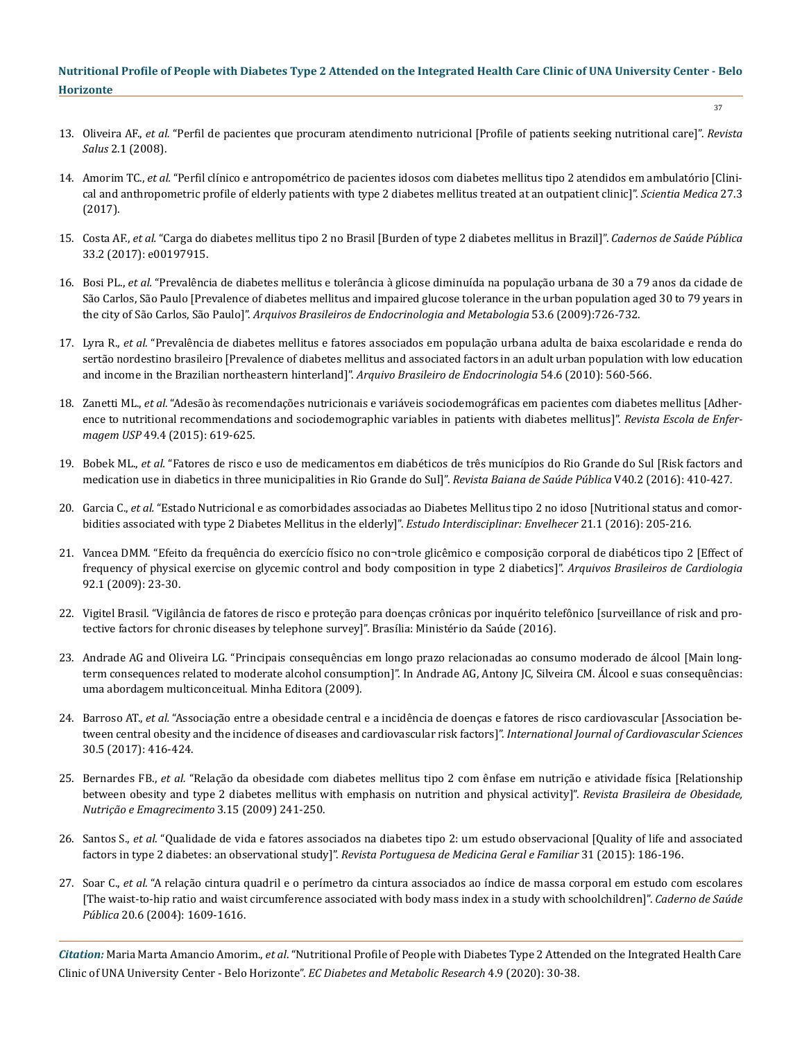13. Oliveira AF., *et al.* "Perfil de pacientes que procuram atendimento nutricional [Profile of patients seeking nutritional care]". *Revista Salus* 2.1 (2008).

14. Amorim TC., *et al.* "Perfil clínico e antropométrico de pacientes idosos com diabetes mellitus tipo 2 atendidos em ambulatório [Clinical and anthropometric profile of elderly patients with type 2 diabetes mellitus treated at an outpatient clinic]". *Scientia Medica* 27.3 (2017).

15. Costa AF., *et al.* "Carga do diabetes mellitus tipo 2 no Brasil [Burden of type 2 diabetes mellitus in Brazil]". *Cadernos de Saúde Pública* 33.2 (2017): e00197915.

16. Bosi PL., *et al.* "Prevalência de diabetes mellitus e tolerância à glicose diminuída na população urbana de 30 a 79 anos da cidade de São Carlos, São Paulo [Prevalence of diabetes mellitus and impaired glucose tolerance in the urban population aged 30 to 79 years in the city of São Carlos, São Paulo]". *Arquivos Brasileiros de Endocrinologia and Metabologia* 53.6 (2009):726-732.

17. Lyra R., *et al.* "Prevalência de diabetes mellitus e fatores associados em população urbana adulta de baixa escolaridade e renda do sertão nordestino brasileiro [Prevalence of diabetes mellitus and associated factors in an adult urban population with low education and income in the Brazilian northeastern hinterland]". *Arquivo Brasileiro de Endocrinologia* 54.6 (2010): 560-566.

18. Zanetti ML., *et al.* "Adesão às recomendações nutricionais e variáveis sociodemográficas em pacientes com diabetes mellitus [Adherence to nutritional recommendations and sociodemographic variables in patients with diabetes mellitus]". *Revista Escola de Enfermagem USP* 49.4 (2015): 619-625.

19. Bobek ML., *et al.* "Fatores de risco e uso de medicamentos em diabéticos de três municípios do Rio Grande do Sul [Risk factors and medication use in diabetics in three municipalities in Rio Grande do Sul]". *Revista Baiana de Saúde Pública* V40.2 (2016): 410-427.

20. Garcia C., *et al.* "Estado Nutricional e as comorbidades associadas ao Diabetes Mellitus tipo 2 no idoso [Nutritional status and comorbidities associated with type 2 Diabetes Mellitus in the elderly]". *Estudo Interdisciplinar: Envelhecer* 21.1 (2016): 205-216.

21. Vancea DMM. "Efeito da frequência do exercício físico no con¬trole glicêmico e composição corporal de diabéticos tipo 2 [Effect of frequency of physical exercise on glycemic control and body composition in type 2 diabetics]". *Arquivos Brasileiros de Cardiologia* 92.1 (2009): 23-30.

22. Vigitel Brasil. "Vigilância de fatores de risco e proteção para doenças crônicas por inquérito telefônico [surveillance of risk and protective factors for chronic diseases by telephone survey]". Brasília: Ministério da Saúde (2016).

23. Andrade AG and Oliveira LG. "Principais consequências em longo prazo relacionadas ao consumo moderado de álcool [Main long-term consequences related to moderate alcohol consumption]". In Andrade AG, Antony JC, Silveira CM. Álcool e suas consequências: uma abordagem multiconceitual. Minha Editora (2009).

24. Barroso AT., *et al.* "Associação entre a obesidade central e a incidência de doenças e fatores de risco cardiovascular [Association between central obesity and the incidence of diseases and cardiovascular risk factors]". *International Journal of Cardiovascular Sciences* 30.5 (2017): 416-424.

25. Bernardes FB., *et al.* "Relação da obesidade com diabetes mellitus tipo 2 com ênfase em nutrição e atividade física [Relationship between obesity and type 2 diabetes mellitus with emphasis on nutrition and physical activity]". *Revista Brasileira de Obesidade, Nutrição e Emagrecimento* 3.15 (2009) 241-250.

26. Santos S., *et al.* "Qualidade de vida e fatores associados na diabetes tipo 2: um estudo observacional [Quality of life and associated factors in type 2 diabetes: an observational study]". *Revista Portuguesa de Medicina Geral e Familiar* 31 (2015): 186-196.

27. Soar C., *et al.* "A relação cintura quadril e o perímetro da cintura associados ao índice de massa corporal em estudo com escolares [The waist-to-hip ratio and waist circumference associated with body mass index in a study with schoolchildren]". *Caderno de Saúde Pública* 20.6 (2004): 1609-1616.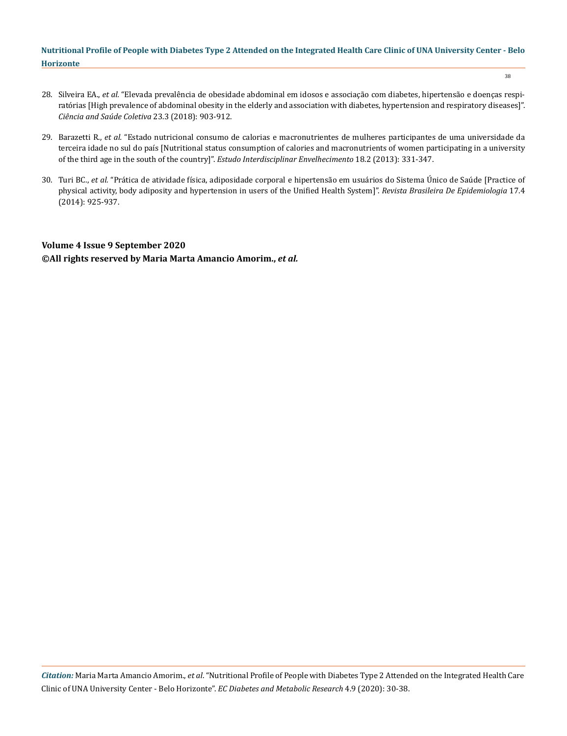28. Silveira EA., *et al.* "Elevada prevalência de obesidade abdominal em idosos e associação com diabetes, hipertensão e doenças respiratórias [High prevalence of abdominal obesity in the elderly and association with diabetes, hypertension and respiratory diseases]". *Ciência and Saúde Coletiva* 23.3 (2018): 903-912.

29. Barazetti R., *et al.* "Estado nutricional consumo de calorias e macronutrientes de mulheres participantes de uma universidade da terceira idade no sul do país [Nutritional status consumption of calories and macronutrients of women participating in a university of the third age in the south of the country]". *Estudo Interdisciplinar Envelhecimento* 18.2 (2013): 331-347.

30. Turi BC., *et al.* "Prática de atividade física, adiposidade corporal e hipertensão em usuários do Sistema Único de Saúde [Practice of physical activity, body adiposity and hypertension in users of the Unified Health System]". *Revista Brasileira De Epidemiologia* 17.4 (2014): 925-937.

**Volume 4 Issue 9 September 2020**
**©All rights reserved by Maria Marta Amancio Amorim., *et al.***